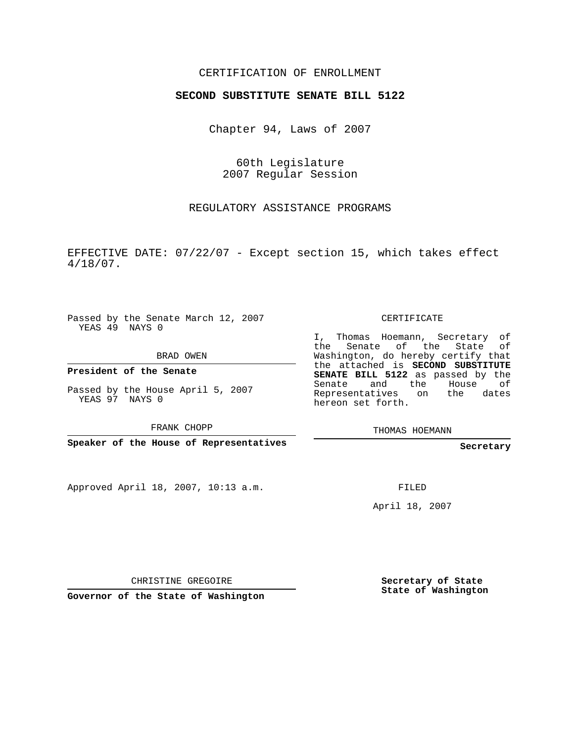CERTIFICATION OF ENROLLMENT

**SECOND SUBSTITUTE SENATE BILL 5122**

Chapter 94, Laws of 2007

60th Legislature
2007 Regular Session

REGULATORY ASSISTANCE PROGRAMS

EFFECTIVE DATE: 07/22/07 - Except section 15, which takes effect 4/18/07.

Passed by the Senate March 12, 2007
YEAS 49 NAYS 0

BRAD OWEN

**President of the Senate**

Passed by the House April 5, 2007
YEAS 97 NAYS 0

FRANK CHOPP

**Speaker of the House of Representatives**

CERTIFICATE

I, Thomas Hoemann, Secretary of the Senate of the State of Washington, do hereby certify that the attached is **SECOND SUBSTITUTE SENATE BILL 5122** as passed by the Senate and the House of Representatives on the dates hereon set forth.

THOMAS HOEMANN

**Secretary**

Approved April 18, 2007, 10:13 a.m.

FILED

April 18, 2007

CHRISTINE GREGOIRE

**Governor of the State of Washington**

**Secretary of State**
**State of Washington**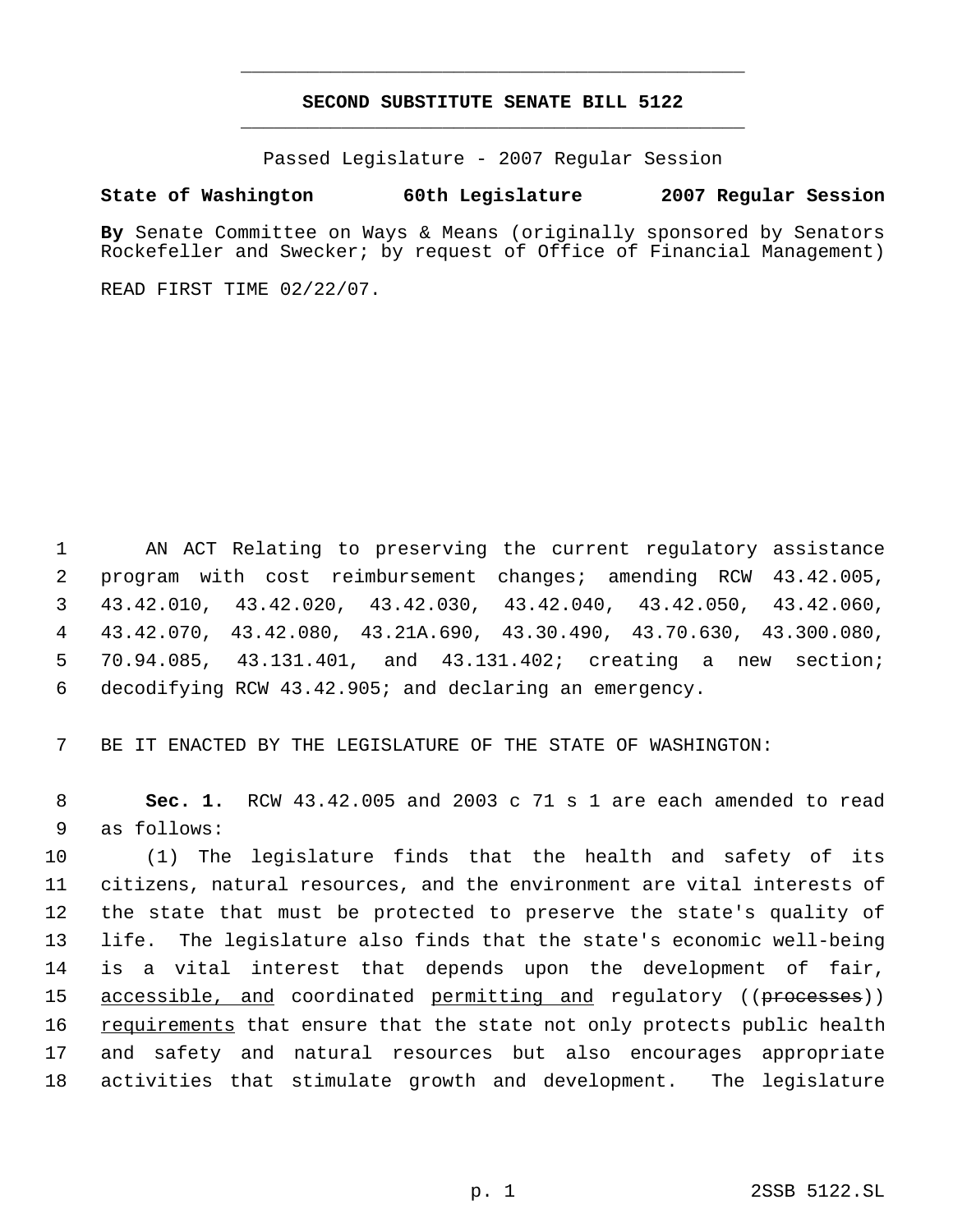**SECOND SUBSTITUTE SENATE BILL 5122**

Passed Legislature - 2007 Regular Session

**State of Washington 60th Legislature 2007 Regular Session**

**By** Senate Committee on Ways & Means (originally sponsored by Senators Rockefeller and Swecker; by request of Office of Financial Management)

READ FIRST TIME 02/22/07.

AN ACT Relating to preserving the current regulatory assistance program with cost reimbursement changes; amending RCW 43.42.005, 43.42.010, 43.42.020, 43.42.030, 43.42.040, 43.42.050, 43.42.060, 43.42.070, 43.42.080, 43.21A.690, 43.30.490, 43.70.630, 43.300.080, 70.94.085, 43.131.401, and 43.131.402; creating a new section; decodifying RCW 43.42.905; and declaring an emergency.

BE IT ENACTED BY THE LEGISLATURE OF THE STATE OF WASHINGTON:

**Sec. 1.** RCW 43.42.005 and 2003 c 71 s 1 are each amended to read as follows:

(1) The legislature finds that the health and safety of its citizens, natural resources, and the environment are vital interests of the state that must be protected to preserve the state's quality of life. The legislature also finds that the state's economic well-being is a vital interest that depends upon the development of fair, accessible, and coordinated permitting and regulatory ((~~processes~~)) requirements that ensure that the state not only protects public health and safety and natural resources but also encourages appropriate activities that stimulate growth and development. The legislature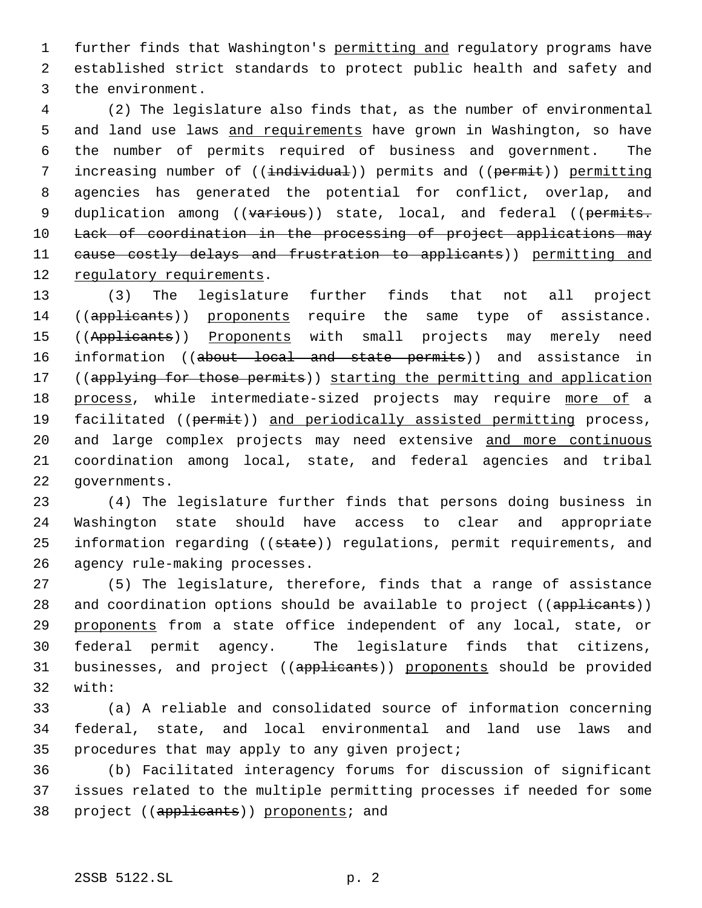further finds that Washington's permitting and regulatory programs have established strict standards to protect public health and safety and the environment.

(2) The legislature also finds that, as the number of environmental and land use laws and requirements have grown in Washington, so have the number of permits required of business and government. The increasing number of ((~~individual~~)) permits and ((~~permit~~)) permitting agencies has generated the potential for conflict, overlap, and duplication among ((~~various~~)) state, local, and federal ((~~permits. Lack of coordination in the processing of project applications may cause costly delays and frustration to applicants~~)) permitting and regulatory requirements.

(3) The legislature further finds that not all project ((~~applicants~~)) proponents require the same type of assistance. ((~~Applicants~~)) Proponents with small projects may merely need information ((~~about local and state permits~~)) and assistance in ((~~applying for those permits~~)) starting the permitting and application process, while intermediate-sized projects may require more of a facilitated ((~~permit~~)) and periodically assisted permitting process, and large complex projects may need extensive and more continuous coordination among local, state, and federal agencies and tribal governments.

(4) The legislature further finds that persons doing business in Washington state should have access to clear and appropriate information regarding ((~~state~~)) regulations, permit requirements, and agency rule-making processes.

(5) The legislature, therefore, finds that a range of assistance and coordination options should be available to project ((~~applicants~~)) proponents from a state office independent of any local, state, or federal permit agency. The legislature finds that citizens, businesses, and project ((~~applicants~~)) proponents should be provided with:

(a) A reliable and consolidated source of information concerning federal, state, and local environmental and land use laws and procedures that may apply to any given project;

(b) Facilitated interagency forums for discussion of significant issues related to the multiple permitting processes if needed for some project ((~~applicants~~)) proponents; and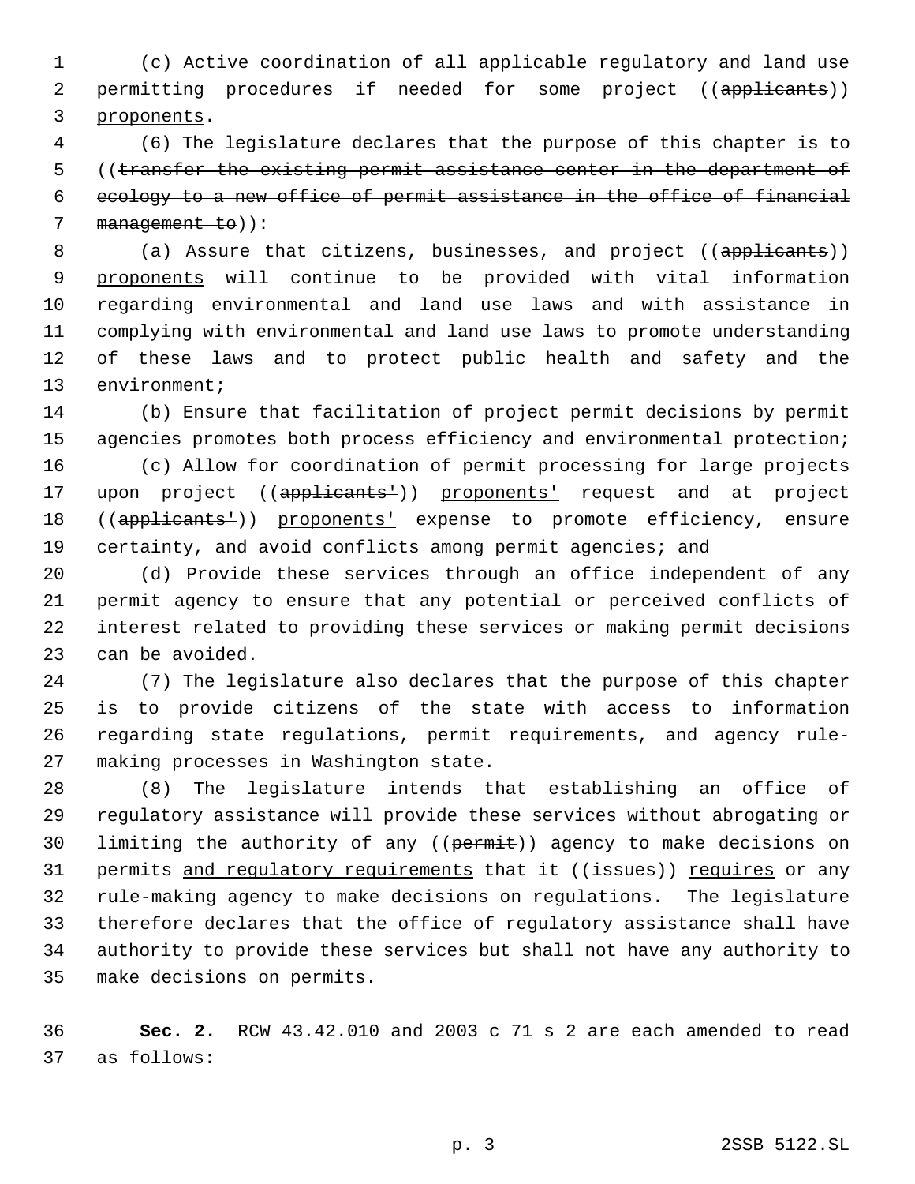(c) Active coordination of all applicable regulatory and land use permitting procedures if needed for some project ((~~applicants~~)) proponents.

(6) The legislature declares that the purpose of this chapter is to ((~~transfer the existing permit assistance center in the department of ecology to a new office of permit assistance in the office of financial management to~~)):

(a) Assure that citizens, businesses, and project ((~~applicants~~)) proponents will continue to be provided with vital information regarding environmental and land use laws and with assistance in complying with environmental and land use laws to promote understanding of these laws and to protect public health and safety and the environment;

(b) Ensure that facilitation of project permit decisions by permit agencies promotes both process efficiency and environmental protection;

(c) Allow for coordination of permit processing for large projects upon project ((~~applicants'~~)) proponents' request and at project ((~~applicants'~~)) proponents' expense to promote efficiency, ensure certainty, and avoid conflicts among permit agencies; and

(d) Provide these services through an office independent of any permit agency to ensure that any potential or perceived conflicts of interest related to providing these services or making permit decisions can be avoided.

(7) The legislature also declares that the purpose of this chapter is to provide citizens of the state with access to information regarding state regulations, permit requirements, and agency rule-making processes in Washington state.

(8) The legislature intends that establishing an office of regulatory assistance will provide these services without abrogating or limiting the authority of any ((~~permit~~)) agency to make decisions on permits and regulatory requirements that it ((~~issues~~)) requires or any rule-making agency to make decisions on regulations. The legislature therefore declares that the office of regulatory assistance shall have authority to provide these services but shall not have any authority to make decisions on permits.

**Sec. 2.** RCW 43.42.010 and 2003 c 71 s 2 are each amended to read as follows: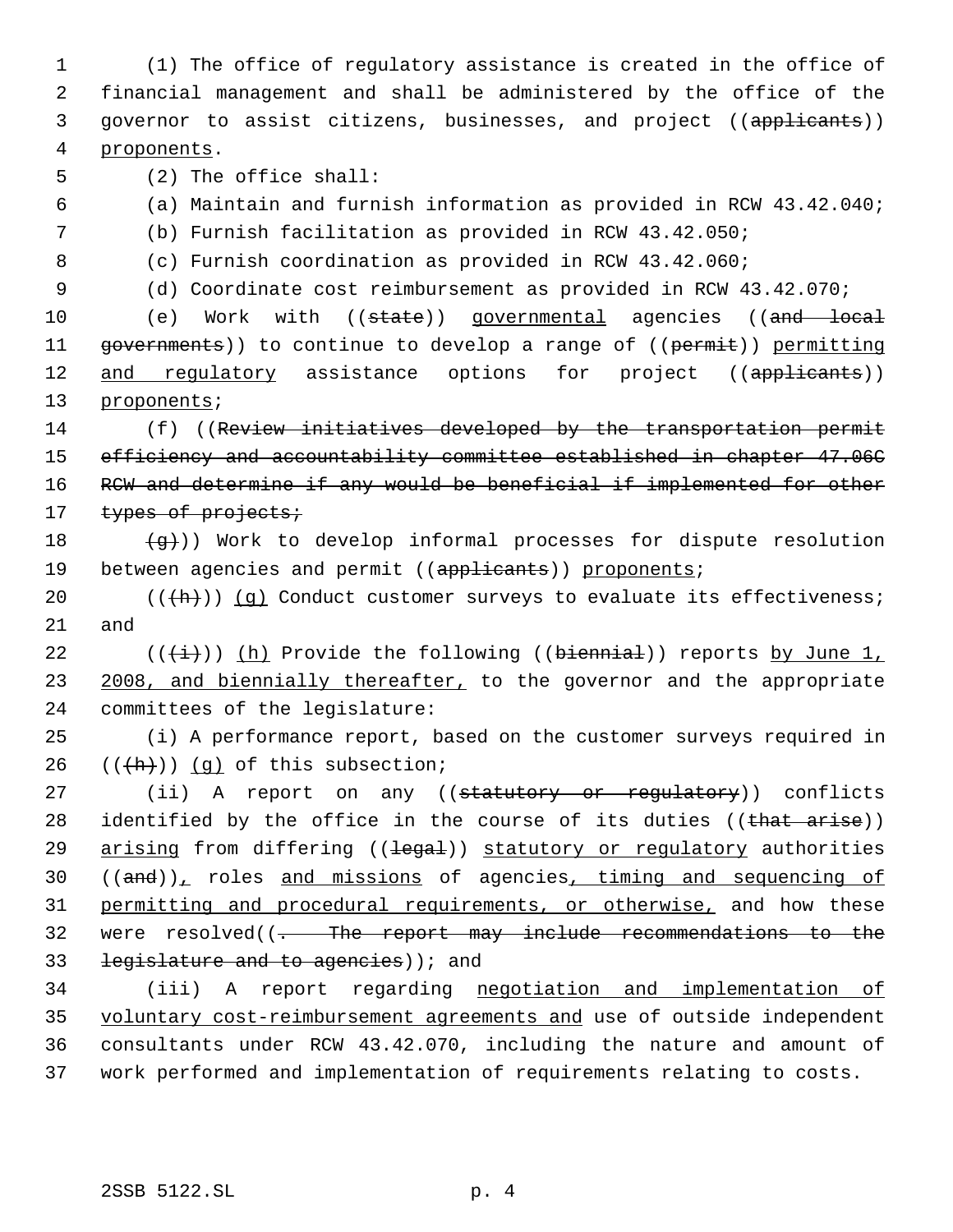(1) The office of regulatory assistance is created in the office of financial management and shall be administered by the office of the governor to assist citizens, businesses, and project ((~~applicants~~)) <u>proponents</u>.

(2) The office shall:

(a) Maintain and furnish information as provided in RCW 43.42.040;

(b) Furnish facilitation as provided in RCW 43.42.050;

(c) Furnish coordination as provided in RCW 43.42.060;

(d) Coordinate cost reimbursement as provided in RCW 43.42.070;

(e) Work with ((~~state~~)) <u>governmental</u> agencies ((~~and local governments~~)) to continue to develop a range of ((~~permit~~)) <u>permitting and regulatory</u> assistance options for project ((~~applicants~~)) <u>proponents</u>;

(f) ((~~Review initiatives developed by the transportation permit efficiency and accountability committee established in chapter 47.06C RCW and determine if any would be beneficial if implemented for other types of projects;~~

~~(g)~~)) Work to develop informal processes for dispute resolution between agencies and permit ((~~applicants~~)) <u>proponents</u>;

((~~(h)~~)) <u>(g)</u> Conduct customer surveys to evaluate its effectiveness; and

((~~(i)~~)) <u>(h)</u> Provide the following ((~~biennial~~)) reports <u>by June 1, 2008, and biennially thereafter,</u> to the governor and the appropriate committees of the legislature:

(i) A performance report, based on the customer surveys required in ((~~(h)~~)) <u>(g)</u> of this subsection;

(ii) A report on any ((~~statutory or regulatory~~)) conflicts identified by the office in the course of its duties ((~~that arise~~)) <u>arising</u> from differing ((~~legal~~)) <u>statutory or regulatory</u> authorities ((~~and~~))<u>,</u> roles <u>and missions</u> of agencies<u>, timing and sequencing of permitting and procedural requirements, or otherwise,</u> and how these were resolved((~~. The report may include recommendations to the legislature and to agencies~~)); and

(iii) A report regarding <u>negotiation and implementation of voluntary cost-reimbursement agreements and</u> use of outside independent consultants under RCW 43.42.070, including the nature and amount of work performed and implementation of requirements relating to costs.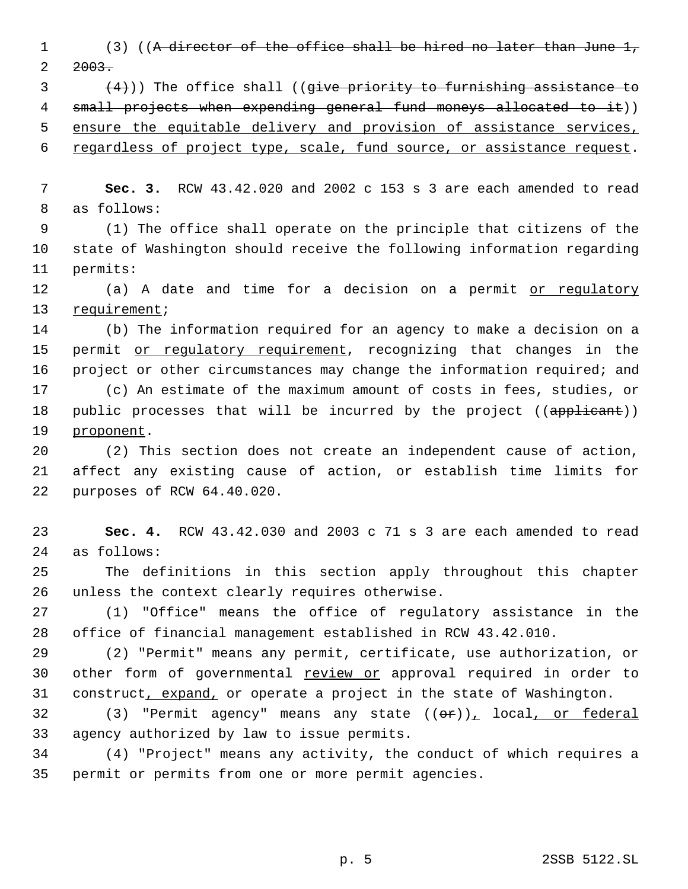(3) ((~~A director of the office shall be hired no later than June 1, 2003.~~

~~(4)~~)) The office shall ((~~give priority to furnishing assistance to small projects when expending general fund moneys allocated to it~~)) <u>ensure the equitable delivery and provision of assistance services, regardless of project type, scale, fund source, or assistance request</u>.

**Sec. 3.** RCW 43.42.020 and 2002 c 153 s 3 are each amended to read as follows:

(1) The office shall operate on the principle that citizens of the state of Washington should receive the following information regarding permits:

(a) A date and time for a decision on a permit <u>or regulatory requirement</u>;

(b) The information required for an agency to make a decision on a permit <u>or regulatory requirement</u>, recognizing that changes in the project or other circumstances may change the information required; and

(c) An estimate of the maximum amount of costs in fees, studies, or public processes that will be incurred by the project ((~~applicant~~)) <u>proponent</u>.

(2) This section does not create an independent cause of action, affect any existing cause of action, or establish time limits for purposes of RCW 64.40.020.

**Sec. 4.** RCW 43.42.030 and 2003 c 71 s 3 are each amended to read as follows:

The definitions in this section apply throughout this chapter unless the context clearly requires otherwise.

(1) "Office" means the office of regulatory assistance in the office of financial management established in RCW 43.42.010.

(2) "Permit" means any permit, certificate, use authorization, or other form of governmental <u>review or</u> approval required in order to construct<u>, expand,</u> or operate a project in the state of Washington.

(3) "Permit agency" means any state ((~~or~~))<u>,</u> local<u>, or federal</u> agency authorized by law to issue permits.

(4) "Project" means any activity, the conduct of which requires a permit or permits from one or more permit agencies.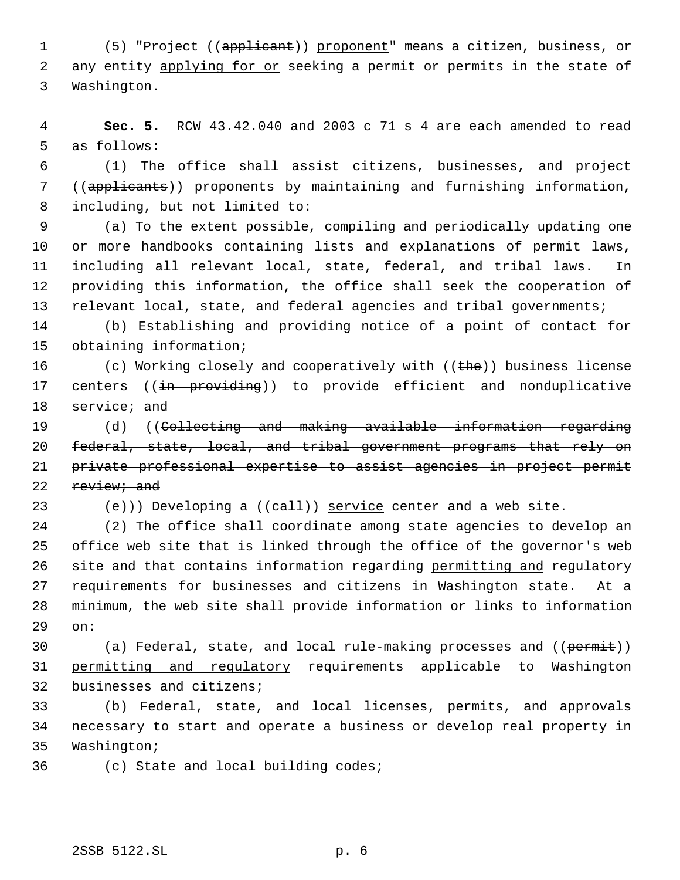(5) "Project ((~~applicant~~)) <u>proponent</u>" means a citizen, business, or any entity <u>applying for or</u> seeking a permit or permits in the state of Washington.

**Sec. 5.** RCW 43.42.040 and 2003 c 71 s 4 are each amended to read as follows:

(1) The office shall assist citizens, businesses, and project ((~~applicants~~)) <u>proponents</u> by maintaining and furnishing information, including, but not limited to:

(a) To the extent possible, compiling and periodically updating one or more handbooks containing lists and explanations of permit laws, including all relevant local, state, federal, and tribal laws. In providing this information, the office shall seek the cooperation of relevant local, state, and federal agencies and tribal governments;

(b) Establishing and providing notice of a point of contact for obtaining information;

(c) Working closely and cooperatively with ((~~the~~)) business license center<u>s</u> ((~~in providing~~)) <u>to provide</u> efficient and nonduplicative service; <u>and</u>

(d) ((~~Collecting and making available information regarding federal, state, local, and tribal government programs that rely on private professional expertise to assist agencies in project permit review; and~~

~~(e)~~)) Developing a ((~~call~~)) <u>service</u> center and a web site.

(2) The office shall coordinate among state agencies to develop an office web site that is linked through the office of the governor's web site and that contains information regarding <u>permitting and</u> regulatory requirements for businesses and citizens in Washington state. At a minimum, the web site shall provide information or links to information on:

(a) Federal, state, and local rule-making processes and ((~~permit~~)) <u>permitting and regulatory</u> requirements applicable to Washington businesses and citizens;

(b) Federal, state, and local licenses, permits, and approvals necessary to start and operate a business or develop real property in Washington;

(c) State and local building codes;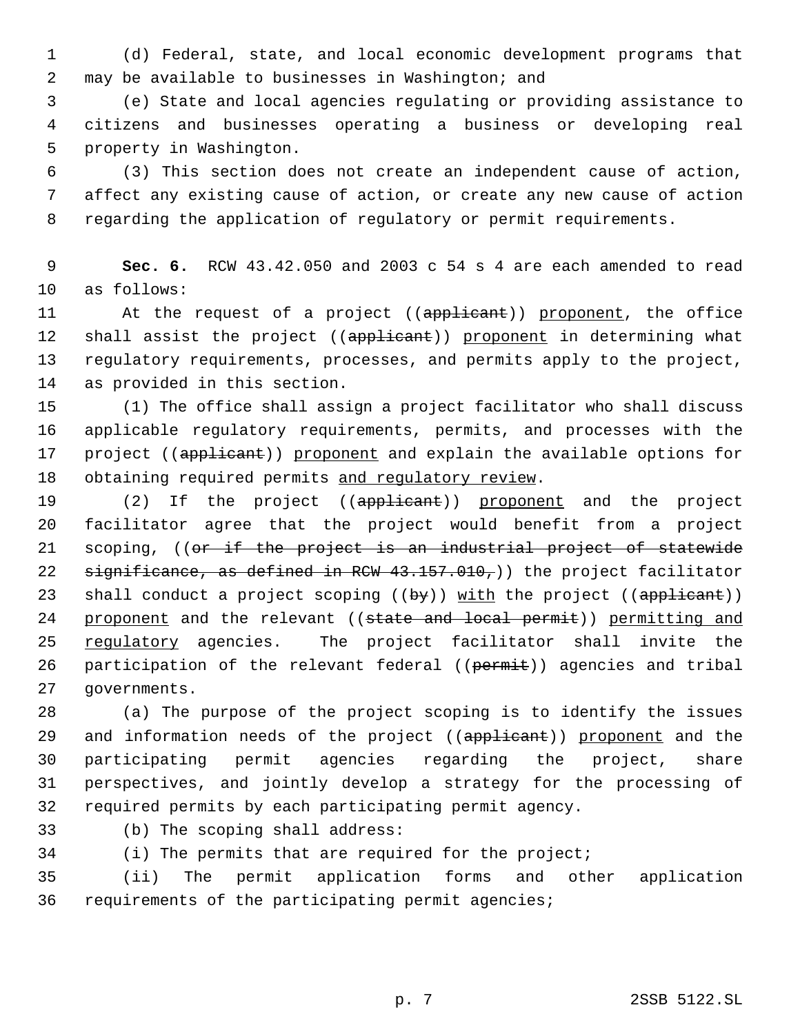(d) Federal, state, and local economic development programs that may be available to businesses in Washington; and

(e) State and local agencies regulating or providing assistance to citizens and businesses operating a business or developing real property in Washington.

(3) This section does not create an independent cause of action, affect any existing cause of action, or create any new cause of action regarding the application of regulatory or permit requirements.

**Sec. 6.** RCW 43.42.050 and 2003 c 54 s 4 are each amended to read as follows:

At the request of a project ((~~applicant~~)) <u>proponent</u>, the office shall assist the project ((~~applicant~~)) <u>proponent</u> in determining what regulatory requirements, processes, and permits apply to the project, as provided in this section.

(1) The office shall assign a project facilitator who shall discuss applicable regulatory requirements, permits, and processes with the project ((~~applicant~~)) <u>proponent</u> and explain the available options for obtaining required permits <u>and regulatory review</u>.

(2) If the project ((~~applicant~~)) <u>proponent</u> and the project facilitator agree that the project would benefit from a project scoping, ((~~or if the project is an industrial project of statewide significance, as defined in RCW 43.157.010,~~)) the project facilitator shall conduct a project scoping ((~~by~~)) <u>with</u> the project ((~~applicant~~)) <u>proponent</u> and the relevant ((~~state and local permit~~)) <u>permitting and regulatory</u> agencies. The project facilitator shall invite the participation of the relevant federal ((~~permit~~)) agencies and tribal governments.

(a) The purpose of the project scoping is to identify the issues and information needs of the project ((~~applicant~~)) <u>proponent</u> and the participating permit agencies regarding the project, share perspectives, and jointly develop a strategy for the processing of required permits by each participating permit agency.

(b) The scoping shall address:

(i) The permits that are required for the project;

(ii) The permit application forms and other application requirements of the participating permit agencies;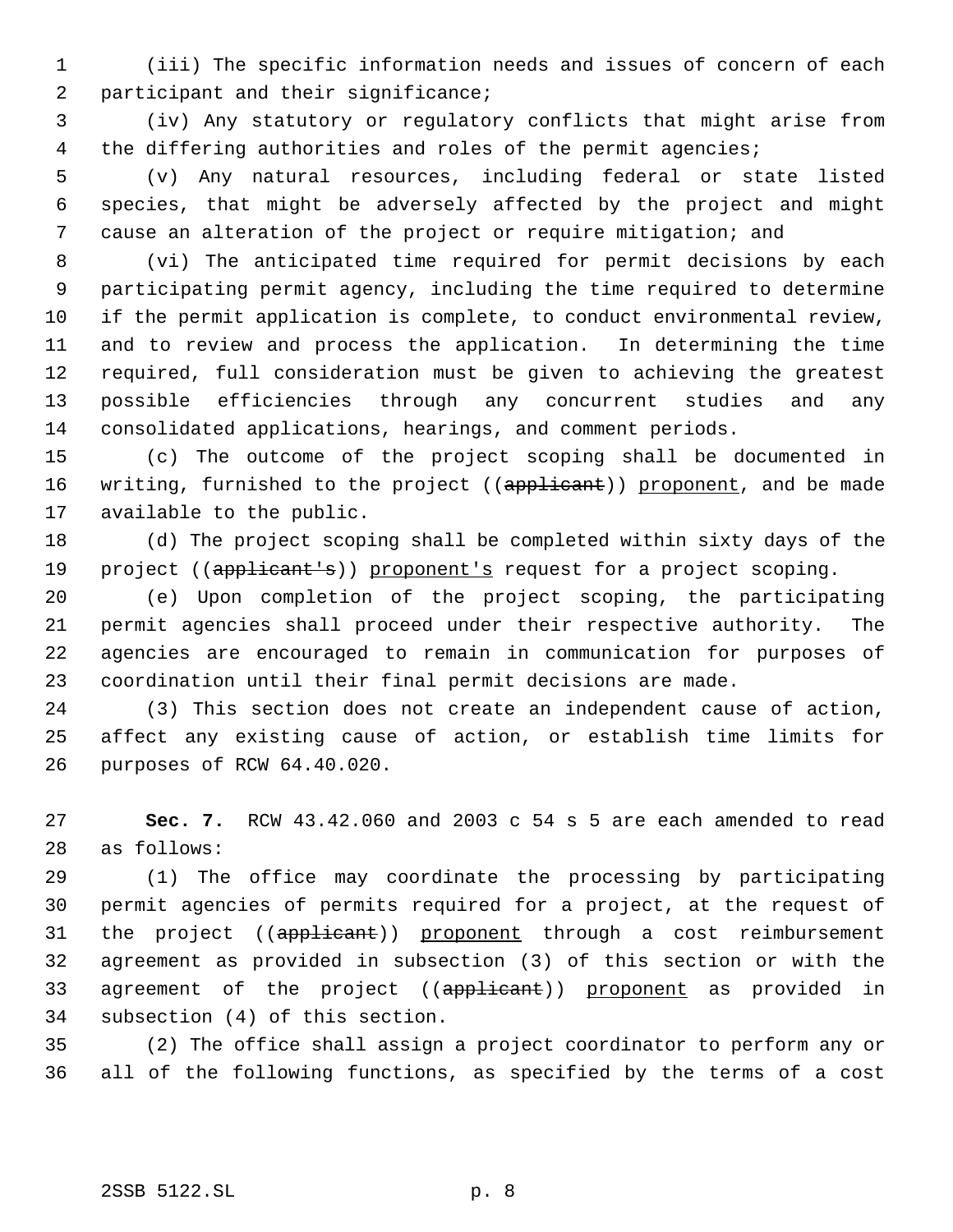(iii) The specific information needs and issues of concern of each participant and their significance;

(iv) Any statutory or regulatory conflicts that might arise from the differing authorities and roles of the permit agencies;

(v) Any natural resources, including federal or state listed species, that might be adversely affected by the project and might cause an alteration of the project or require mitigation; and

(vi) The anticipated time required for permit decisions by each participating permit agency, including the time required to determine if the permit application is complete, to conduct environmental review, and to review and process the application. In determining the time required, full consideration must be given to achieving the greatest possible efficiencies through any concurrent studies and any consolidated applications, hearings, and comment periods.

(c) The outcome of the project scoping shall be documented in writing, furnished to the project ((~~applicant~~)) proponent, and be made available to the public.

(d) The project scoping shall be completed within sixty days of the project ((~~applicant's~~)) proponent's request for a project scoping.

(e) Upon completion of the project scoping, the participating permit agencies shall proceed under their respective authority. The agencies are encouraged to remain in communication for purposes of coordination until their final permit decisions are made.

(3) This section does not create an independent cause of action, affect any existing cause of action, or establish time limits for purposes of RCW 64.40.020.

**Sec. 7.** RCW 43.42.060 and 2003 c 54 s 5 are each amended to read as follows:

(1) The office may coordinate the processing by participating permit agencies of permits required for a project, at the request of the project ((~~applicant~~)) proponent through a cost reimbursement agreement as provided in subsection (3) of this section or with the agreement of the project ((~~applicant~~)) proponent as provided in subsection (4) of this section.

(2) The office shall assign a project coordinator to perform any or all of the following functions, as specified by the terms of a cost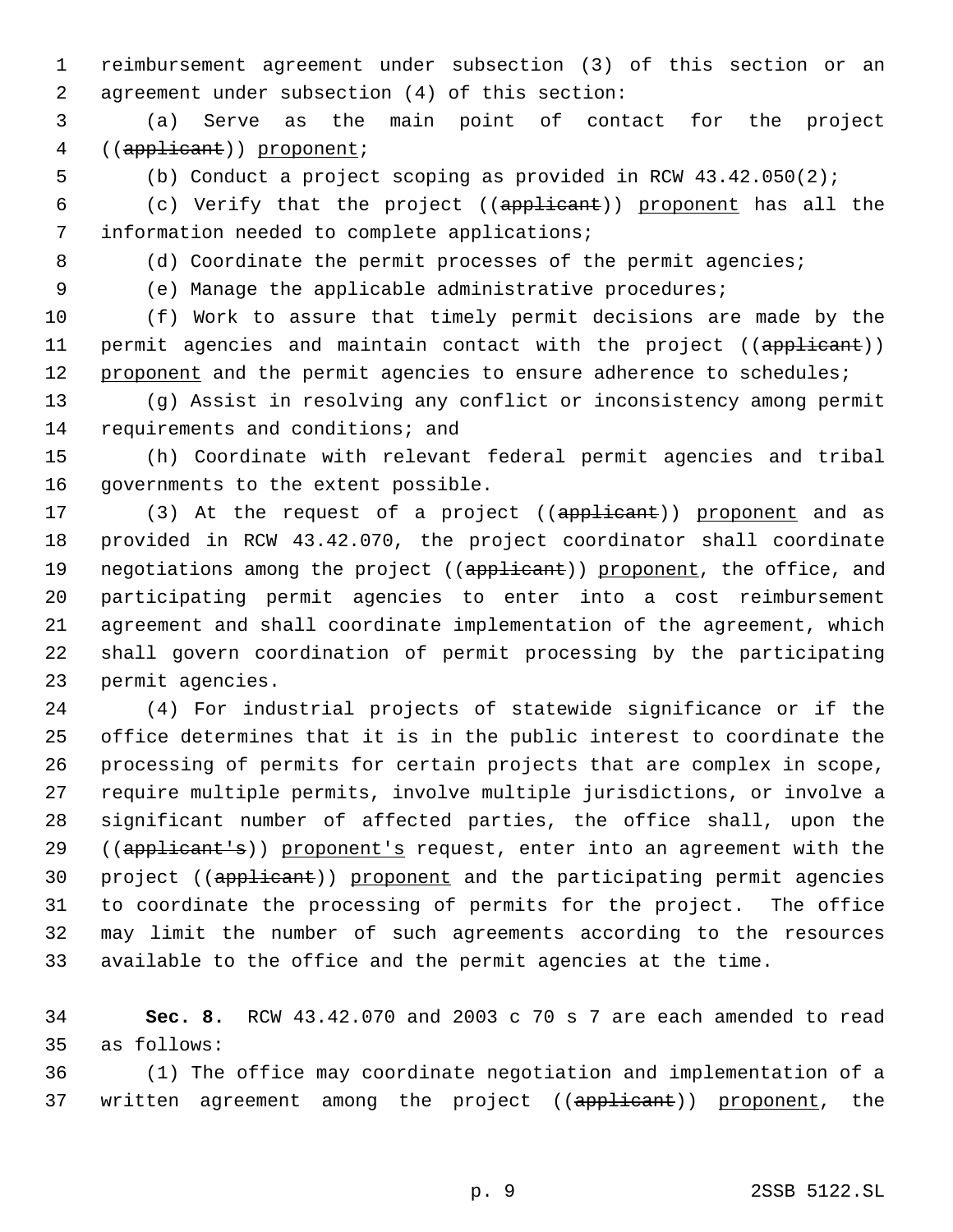reimbursement agreement under subsection (3) of this section or an agreement under subsection (4) of this section:

(a) Serve as the main point of contact for the project ((~~applicant~~)) <u>proponent</u>;

(b) Conduct a project scoping as provided in RCW 43.42.050(2);

(c) Verify that the project ((~~applicant~~)) <u>proponent</u> has all the information needed to complete applications;

(d) Coordinate the permit processes of the permit agencies;

(e) Manage the applicable administrative procedures;

(f) Work to assure that timely permit decisions are made by the permit agencies and maintain contact with the project ((~~applicant~~)) <u>proponent</u> and the permit agencies to ensure adherence to schedules;

(g) Assist in resolving any conflict or inconsistency among permit requirements and conditions; and

(h) Coordinate with relevant federal permit agencies and tribal governments to the extent possible.

(3) At the request of a project ((~~applicant~~)) <u>proponent</u> and as provided in RCW 43.42.070, the project coordinator shall coordinate negotiations among the project ((~~applicant~~)) <u>proponent</u>, the office, and participating permit agencies to enter into a cost reimbursement agreement and shall coordinate implementation of the agreement, which shall govern coordination of permit processing by the participating permit agencies.

(4) For industrial projects of statewide significance or if the office determines that it is in the public interest to coordinate the processing of permits for certain projects that are complex in scope, require multiple permits, involve multiple jurisdictions, or involve a significant number of affected parties, the office shall, upon the ((~~applicant's~~)) <u>proponent's</u> request, enter into an agreement with the project ((~~applicant~~)) <u>proponent</u> and the participating permit agencies to coordinate the processing of permits for the project. The office may limit the number of such agreements according to the resources available to the office and the permit agencies at the time.

**Sec. 8.** RCW 43.42.070 and 2003 c 70 s 7 are each amended to read as follows:

(1) The office may coordinate negotiation and implementation of a written agreement among the project ((~~applicant~~)) <u>proponent</u>, the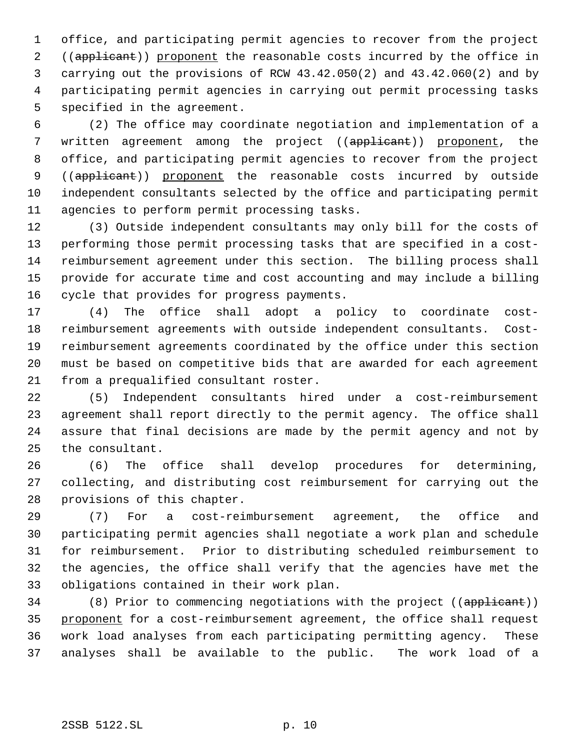office, and participating permit agencies to recover from the project ((~~applicant~~)) proponent the reasonable costs incurred by the office in carrying out the provisions of RCW 43.42.050(2) and 43.42.060(2) and by participating permit agencies in carrying out permit processing tasks specified in the agreement.

(2) The office may coordinate negotiation and implementation of a written agreement among the project ((~~applicant~~)) proponent, the office, and participating permit agencies to recover from the project ((~~applicant~~)) proponent the reasonable costs incurred by outside independent consultants selected by the office and participating permit agencies to perform permit processing tasks.

(3) Outside independent consultants may only bill for the costs of performing those permit processing tasks that are specified in a cost-reimbursement agreement under this section. The billing process shall provide for accurate time and cost accounting and may include a billing cycle that provides for progress payments.

(4) The office shall adopt a policy to coordinate cost-reimbursement agreements with outside independent consultants. Cost-reimbursement agreements coordinated by the office under this section must be based on competitive bids that are awarded for each agreement from a prequalified consultant roster.

(5) Independent consultants hired under a cost-reimbursement agreement shall report directly to the permit agency. The office shall assure that final decisions are made by the permit agency and not by the consultant.

(6) The office shall develop procedures for determining, collecting, and distributing cost reimbursement for carrying out the provisions of this chapter.

(7) For a cost-reimbursement agreement, the office and participating permit agencies shall negotiate a work plan and schedule for reimbursement. Prior to distributing scheduled reimbursement to the agencies, the office shall verify that the agencies have met the obligations contained in their work plan.

(8) Prior to commencing negotiations with the project ((~~applicant~~)) proponent for a cost-reimbursement agreement, the office shall request work load analyses from each participating permitting agency. These analyses shall be available to the public. The work load of a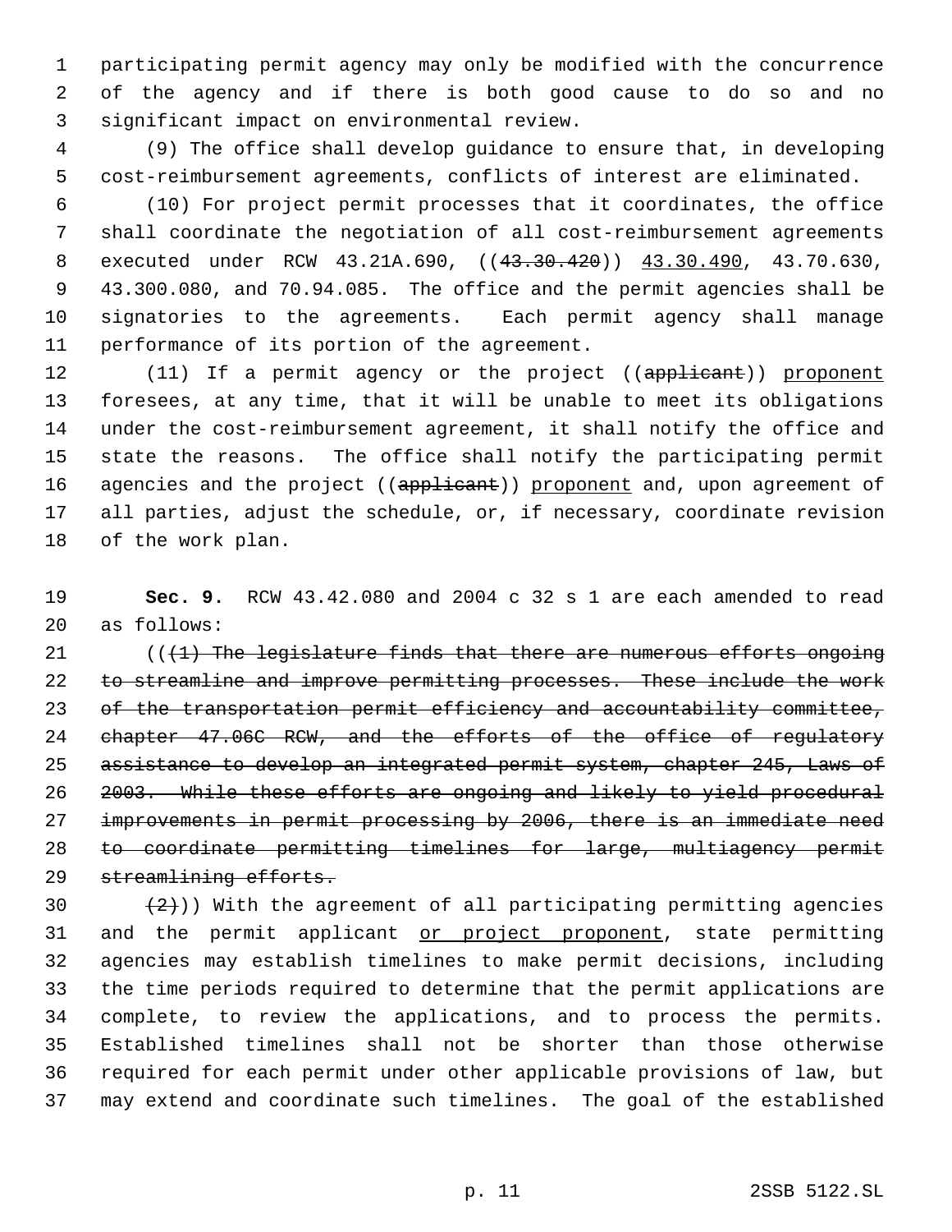participating permit agency may only be modified with the concurrence of the agency and if there is both good cause to do so and no significant impact on environmental review.

(9) The office shall develop guidance to ensure that, in developing cost-reimbursement agreements, conflicts of interest are eliminated.

(10) For project permit processes that it coordinates, the office shall coordinate the negotiation of all cost-reimbursement agreements executed under RCW 43.21A.690, ((~~43.30.420~~)) <u>43.30.490</u>, 43.70.630, 43.300.080, and 70.94.085. The office and the permit agencies shall be signatories to the agreements. Each permit agency shall manage performance of its portion of the agreement.

(11) If a permit agency or the project ((~~applicant~~)) <u>proponent</u> foresees, at any time, that it will be unable to meet its obligations under the cost-reimbursement agreement, it shall notify the office and state the reasons. The office shall notify the participating permit agencies and the project ((~~applicant~~)) <u>proponent</u> and, upon agreement of all parties, adjust the schedule, or, if necessary, coordinate revision of the work plan.

**Sec. 9.** RCW 43.42.080 and 2004 c 32 s 1 are each amended to read as follows:

((~~(1) The legislature finds that there are numerous efforts ongoing to streamline and improve permitting processes. These include the work of the transportation permit efficiency and accountability committee, chapter 47.06C RCW, and the efforts of the office of regulatory assistance to develop an integrated permit system, chapter 245, Laws of 2003. While these efforts are ongoing and likely to yield procedural improvements in permit processing by 2006, there is an immediate need to coordinate permitting timelines for large, multiagency permit streamlining efforts.~~

~~(2)~~)) With the agreement of all participating permitting agencies and the permit applicant <u>or project proponent</u>, state permitting agencies may establish timelines to make permit decisions, including the time periods required to determine that the permit applications are complete, to review the applications, and to process the permits. Established timelines shall not be shorter than those otherwise required for each permit under other applicable provisions of law, but may extend and coordinate such timelines. The goal of the established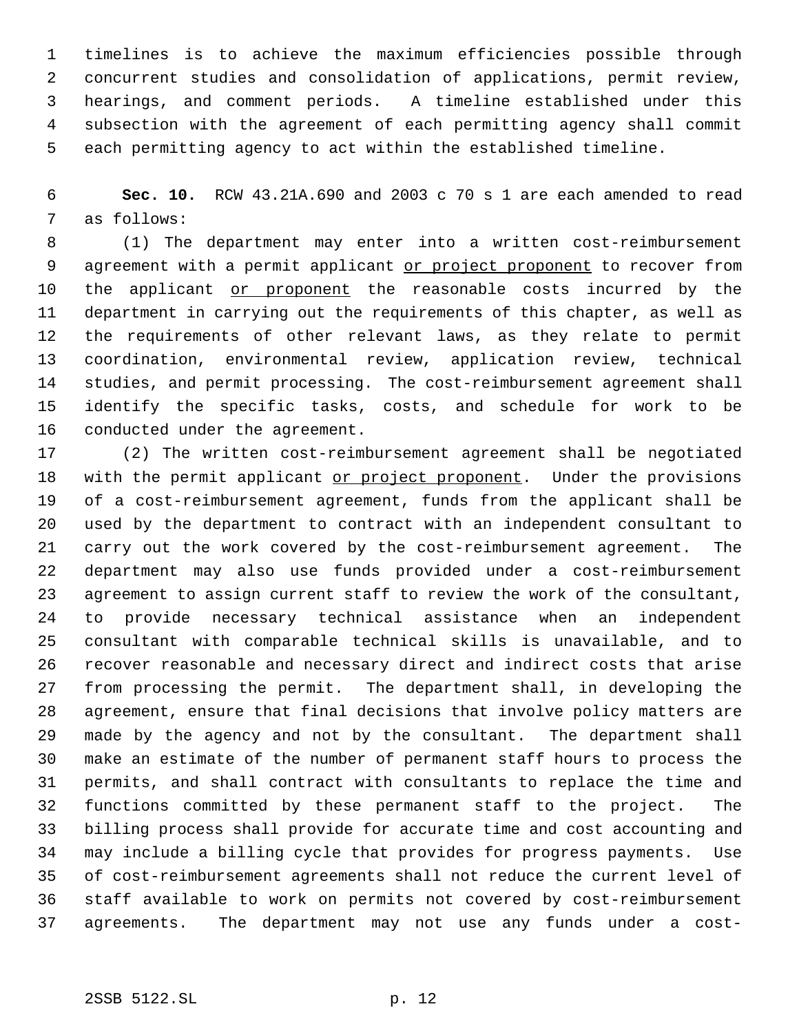timelines is to achieve the maximum efficiencies possible through concurrent studies and consolidation of applications, permit review, hearings, and comment periods. A timeline established under this subsection with the agreement of each permitting agency shall commit each permitting agency to act within the established timeline.

**Sec. 10.** RCW 43.21A.690 and 2003 c 70 s 1 are each amended to read as follows:

(1) The department may enter into a written cost-reimbursement agreement with a permit applicant <u>or project proponent</u> to recover from the applicant <u>or proponent</u> the reasonable costs incurred by the department in carrying out the requirements of this chapter, as well as the requirements of other relevant laws, as they relate to permit coordination, environmental review, application review, technical studies, and permit processing. The cost-reimbursement agreement shall identify the specific tasks, costs, and schedule for work to be conducted under the agreement.

(2) The written cost-reimbursement agreement shall be negotiated with the permit applicant <u>or project proponent</u>. Under the provisions of a cost-reimbursement agreement, funds from the applicant shall be used by the department to contract with an independent consultant to carry out the work covered by the cost-reimbursement agreement. The department may also use funds provided under a cost-reimbursement agreement to assign current staff to review the work of the consultant, to provide necessary technical assistance when an independent consultant with comparable technical skills is unavailable, and to recover reasonable and necessary direct and indirect costs that arise from processing the permit. The department shall, in developing the agreement, ensure that final decisions that involve policy matters are made by the agency and not by the consultant. The department shall make an estimate of the number of permanent staff hours to process the permits, and shall contract with consultants to replace the time and functions committed by these permanent staff to the project. The billing process shall provide for accurate time and cost accounting and may include a billing cycle that provides for progress payments. Use of cost-reimbursement agreements shall not reduce the current level of staff available to work on permits not covered by cost-reimbursement agreements. The department may not use any funds under a cost-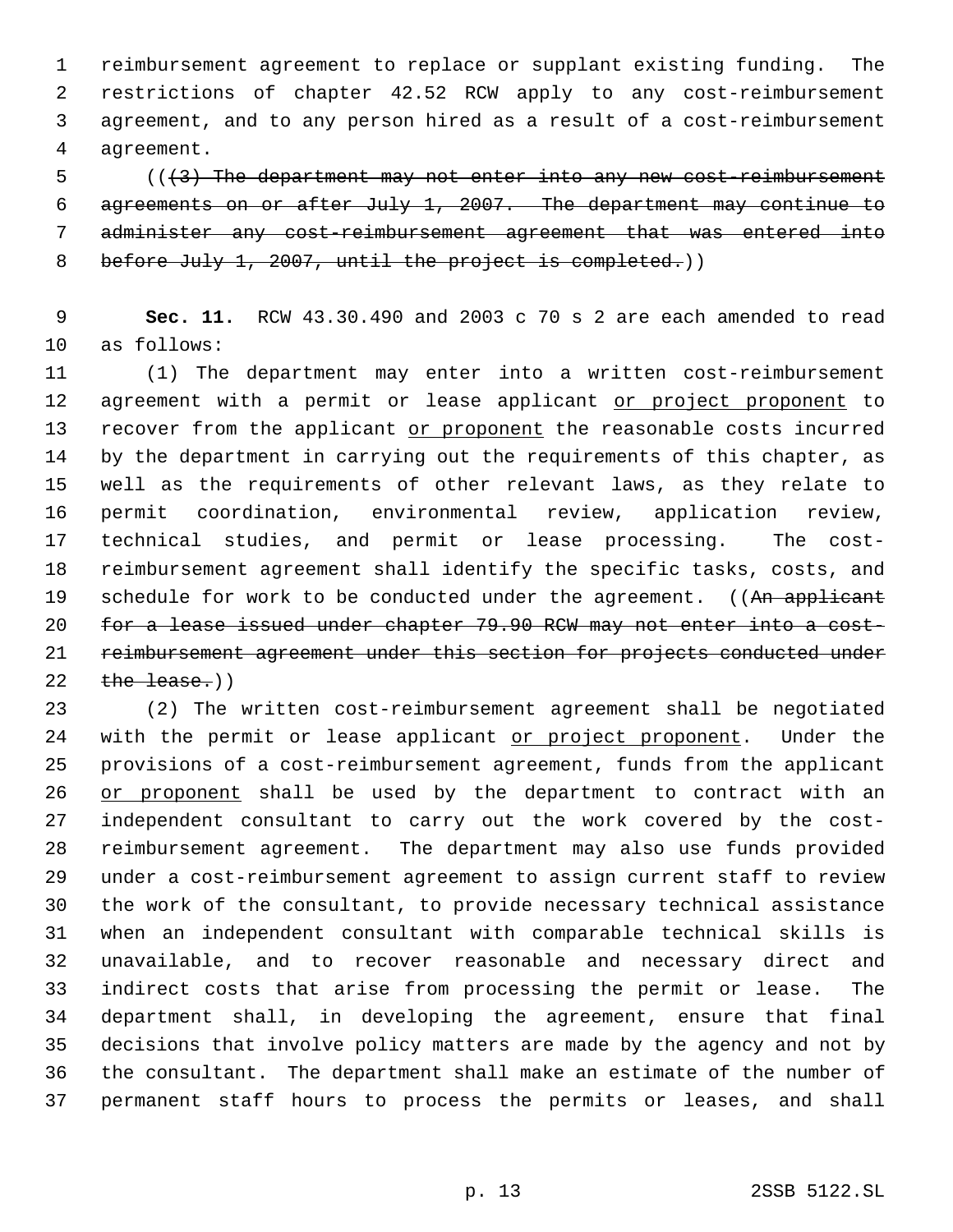reimbursement agreement to replace or supplant existing funding. The restrictions of chapter 42.52 RCW apply to any cost-reimbursement agreement, and to any person hired as a result of a cost-reimbursement agreement.

((~~(3) The department may not enter into any new cost-reimbursement agreements on or after July 1, 2007. The department may continue to administer any cost-reimbursement agreement that was entered into before July 1, 2007, until the project is completed.~~))

**Sec. 11.** RCW 43.30.490 and 2003 c 70 s 2 are each amended to read as follows:

(1) The department may enter into a written cost-reimbursement agreement with a permit or lease applicant <u>or project proponent</u> to recover from the applicant <u>or proponent</u> the reasonable costs incurred by the department in carrying out the requirements of this chapter, as well as the requirements of other relevant laws, as they relate to permit coordination, environmental review, application review, technical studies, and permit or lease processing. The cost-reimbursement agreement shall identify the specific tasks, costs, and schedule for work to be conducted under the agreement. ((~~An applicant for a lease issued under chapter 79.90 RCW may not enter into a cost-reimbursement agreement under this section for projects conducted under the lease.~~))

(2) The written cost-reimbursement agreement shall be negotiated with the permit or lease applicant <u>or project proponent</u>. Under the provisions of a cost-reimbursement agreement, funds from the applicant <u>or proponent</u> shall be used by the department to contract with an independent consultant to carry out the work covered by the cost-reimbursement agreement. The department may also use funds provided under a cost-reimbursement agreement to assign current staff to review the work of the consultant, to provide necessary technical assistance when an independent consultant with comparable technical skills is unavailable, and to recover reasonable and necessary direct and indirect costs that arise from processing the permit or lease. The department shall, in developing the agreement, ensure that final decisions that involve policy matters are made by the agency and not by the consultant. The department shall make an estimate of the number of permanent staff hours to process the permits or leases, and shall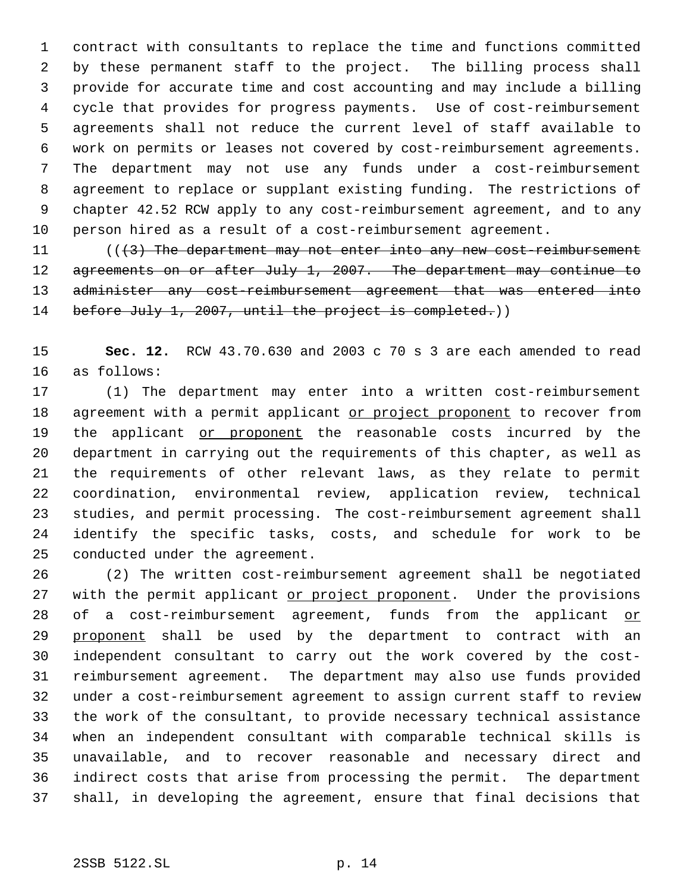contract with consultants to replace the time and functions committed by these permanent staff to the project. The billing process shall provide for accurate time and cost accounting and may include a billing cycle that provides for progress payments. Use of cost-reimbursement agreements shall not reduce the current level of staff available to work on permits or leases not covered by cost-reimbursement agreements. The department may not use any funds under a cost-reimbursement agreement to replace or supplant existing funding. The restrictions of chapter 42.52 RCW apply to any cost-reimbursement agreement, and to any person hired as a result of a cost-reimbursement agreement.

((~~(3) The department may not enter into any new cost-reimbursement agreements on or after July 1, 2007. The department may continue to administer any cost-reimbursement agreement that was entered into before July 1, 2007, until the project is completed.~~))

**Sec. 12.** RCW 43.70.630 and 2003 c 70 s 3 are each amended to read as follows:

(1) The department may enter into a written cost-reimbursement agreement with a permit applicant <u>or project proponent</u> to recover from the applicant <u>or proponent</u> the reasonable costs incurred by the department in carrying out the requirements of this chapter, as well as the requirements of other relevant laws, as they relate to permit coordination, environmental review, application review, technical studies, and permit processing. The cost-reimbursement agreement shall identify the specific tasks, costs, and schedule for work to be conducted under the agreement.

(2) The written cost-reimbursement agreement shall be negotiated with the permit applicant <u>or project proponent</u>. Under the provisions of a cost-reimbursement agreement, funds from the applicant <u>or proponent</u> shall be used by the department to contract with an independent consultant to carry out the work covered by the cost-reimbursement agreement. The department may also use funds provided under a cost-reimbursement agreement to assign current staff to review the work of the consultant, to provide necessary technical assistance when an independent consultant with comparable technical skills is unavailable, and to recover reasonable and necessary direct and indirect costs that arise from processing the permit. The department shall, in developing the agreement, ensure that final decisions that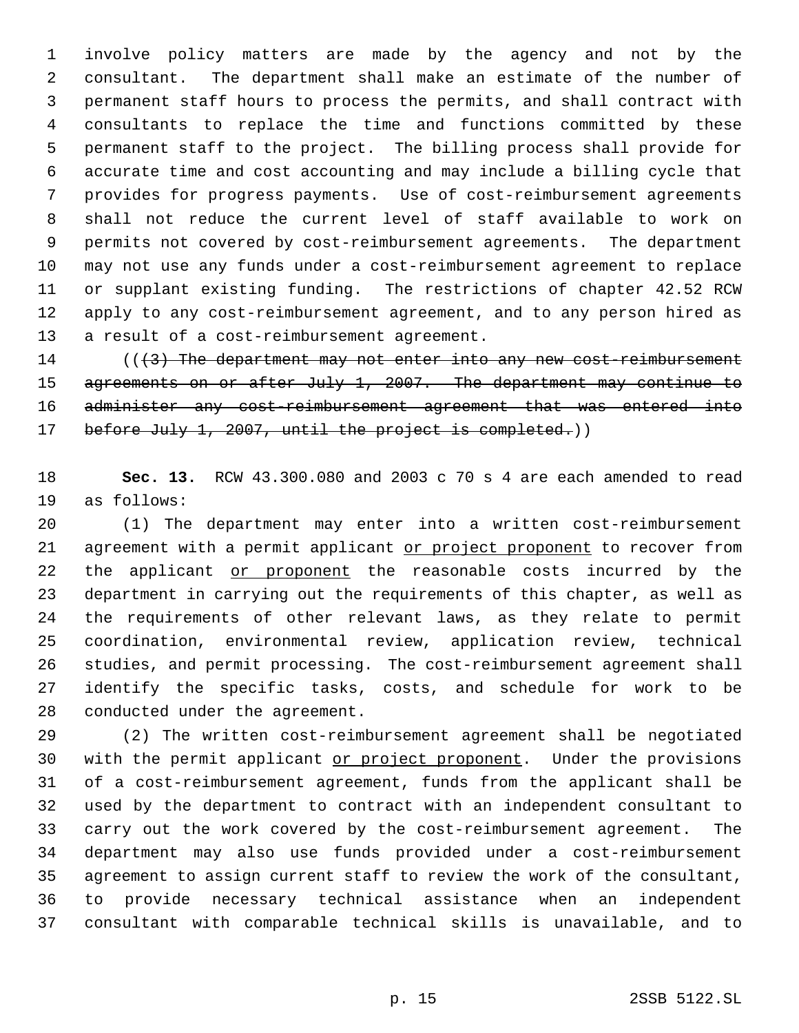involve policy matters are made by the agency and not by the consultant. The department shall make an estimate of the number of permanent staff hours to process the permits, and shall contract with consultants to replace the time and functions committed by these permanent staff to the project. The billing process shall provide for accurate time and cost accounting and may include a billing cycle that provides for progress payments. Use of cost-reimbursement agreements shall not reduce the current level of staff available to work on permits not covered by cost-reimbursement agreements. The department may not use any funds under a cost-reimbursement agreement to replace or supplant existing funding. The restrictions of chapter 42.52 RCW apply to any cost-reimbursement agreement, and to any person hired as a result of a cost-reimbursement agreement.

((~~(3) The department may not enter into any new cost-reimbursement agreements on or after July 1, 2007. The department may continue to administer any cost-reimbursement agreement that was entered into before July 1, 2007, until the project is completed.~~))

**Sec. 13.** RCW 43.300.080 and 2003 c 70 s 4 are each amended to read as follows:

(1) The department may enter into a written cost-reimbursement agreement with a permit applicant <u>or project proponent</u> to recover from the applicant <u>or proponent</u> the reasonable costs incurred by the department in carrying out the requirements of this chapter, as well as the requirements of other relevant laws, as they relate to permit coordination, environmental review, application review, technical studies, and permit processing. The cost-reimbursement agreement shall identify the specific tasks, costs, and schedule for work to be conducted under the agreement.

(2) The written cost-reimbursement agreement shall be negotiated with the permit applicant <u>or project proponent</u>. Under the provisions of a cost-reimbursement agreement, funds from the applicant shall be used by the department to contract with an independent consultant to carry out the work covered by the cost-reimbursement agreement. The department may also use funds provided under a cost-reimbursement agreement to assign current staff to review the work of the consultant, to provide necessary technical assistance when an independent consultant with comparable technical skills is unavailable, and to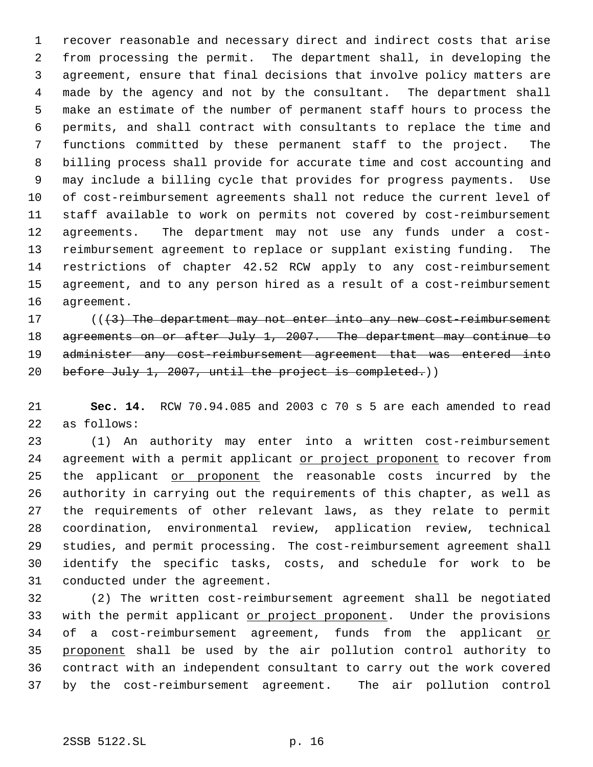recover reasonable and necessary direct and indirect costs that arise from processing the permit. The department shall, in developing the agreement, ensure that final decisions that involve policy matters are made by the agency and not by the consultant. The department shall make an estimate of the number of permanent staff hours to process the permits, and shall contract with consultants to replace the time and functions committed by these permanent staff to the project. The billing process shall provide for accurate time and cost accounting and may include a billing cycle that provides for progress payments. Use of cost-reimbursement agreements shall not reduce the current level of staff available to work on permits not covered by cost-reimbursement agreements. The department may not use any funds under a cost-reimbursement agreement to replace or supplant existing funding. The restrictions of chapter 42.52 RCW apply to any cost-reimbursement agreement, and to any person hired as a result of a cost-reimbursement agreement.

(( ~~(3) The department may not enter into any new cost-reimbursement agreements on or after July 1, 2007. The department may continue to administer any cost-reimbursement agreement that was entered into before July 1, 2007, until the project is completed.~~ ))

**Sec. 14.** RCW 70.94.085 and 2003 c 70 s 5 are each amended to read as follows:

(1) An authority may enter into a written cost-reimbursement agreement with a permit applicant <u>or project proponent</u> to recover from the applicant <u>or proponent</u> the reasonable costs incurred by the authority in carrying out the requirements of this chapter, as well as the requirements of other relevant laws, as they relate to permit coordination, environmental review, application review, technical studies, and permit processing. The cost-reimbursement agreement shall identify the specific tasks, costs, and schedule for work to be conducted under the agreement.

(2) The written cost-reimbursement agreement shall be negotiated with the permit applicant <u>or project proponent</u>. Under the provisions of a cost-reimbursement agreement, funds from the applicant <u>or proponent</u> shall be used by the air pollution control authority to contract with an independent consultant to carry out the work covered by the cost-reimbursement agreement. The air pollution control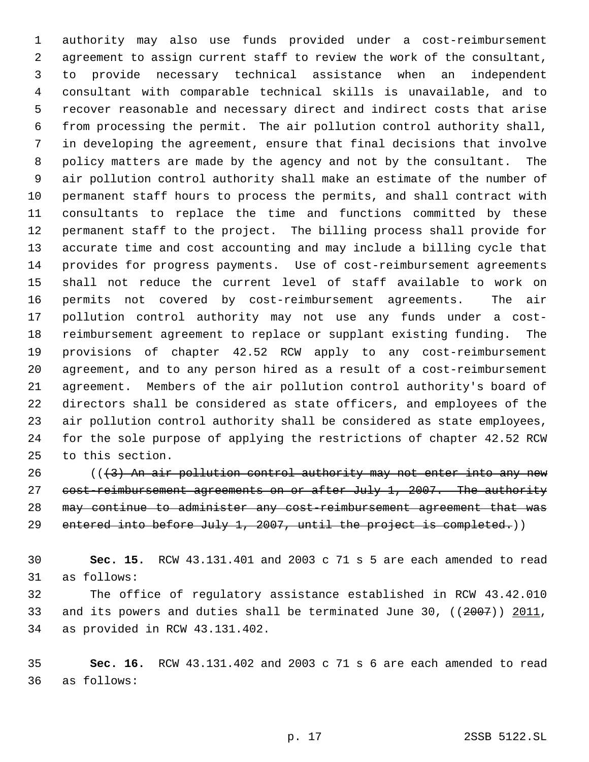authority may also use funds provided under a cost-reimbursement agreement to assign current staff to review the work of the consultant, to provide necessary technical assistance when an independent consultant with comparable technical skills is unavailable, and to recover reasonable and necessary direct and indirect costs that arise from processing the permit. The air pollution control authority shall, in developing the agreement, ensure that final decisions that involve policy matters are made by the agency and not by the consultant. The air pollution control authority shall make an estimate of the number of permanent staff hours to process the permits, and shall contract with consultants to replace the time and functions committed by these permanent staff to the project. The billing process shall provide for accurate time and cost accounting and may include a billing cycle that provides for progress payments. Use of cost-reimbursement agreements shall not reduce the current level of staff available to work on permits not covered by cost-reimbursement agreements. The air pollution control authority may not use any funds under a cost-reimbursement agreement to replace or supplant existing funding. The provisions of chapter 42.52 RCW apply to any cost-reimbursement agreement, and to any person hired as a result of a cost-reimbursement agreement. Members of the air pollution control authority's board of directors shall be considered as state officers, and employees of the air pollution control authority shall be considered as state employees, for the sole purpose of applying the restrictions of chapter 42.52 RCW to this section.

(( ~~(3) An air pollution control authority may not enter into any new cost-reimbursement agreements on or after July 1, 2007. The authority may continue to administer any cost-reimbursement agreement that was entered into before July 1, 2007, until the project is completed.~~ ))

**Sec. 15.** RCW 43.131.401 and 2003 c 71 s 5 are each amended to read as follows:

The office of regulatory assistance established in RCW 43.42.010 and its powers and duties shall be terminated June 30, (( ~~2007~~ )) 2011, as provided in RCW 43.131.402.

**Sec. 16.** RCW 43.131.402 and 2003 c 71 s 6 are each amended to read as follows: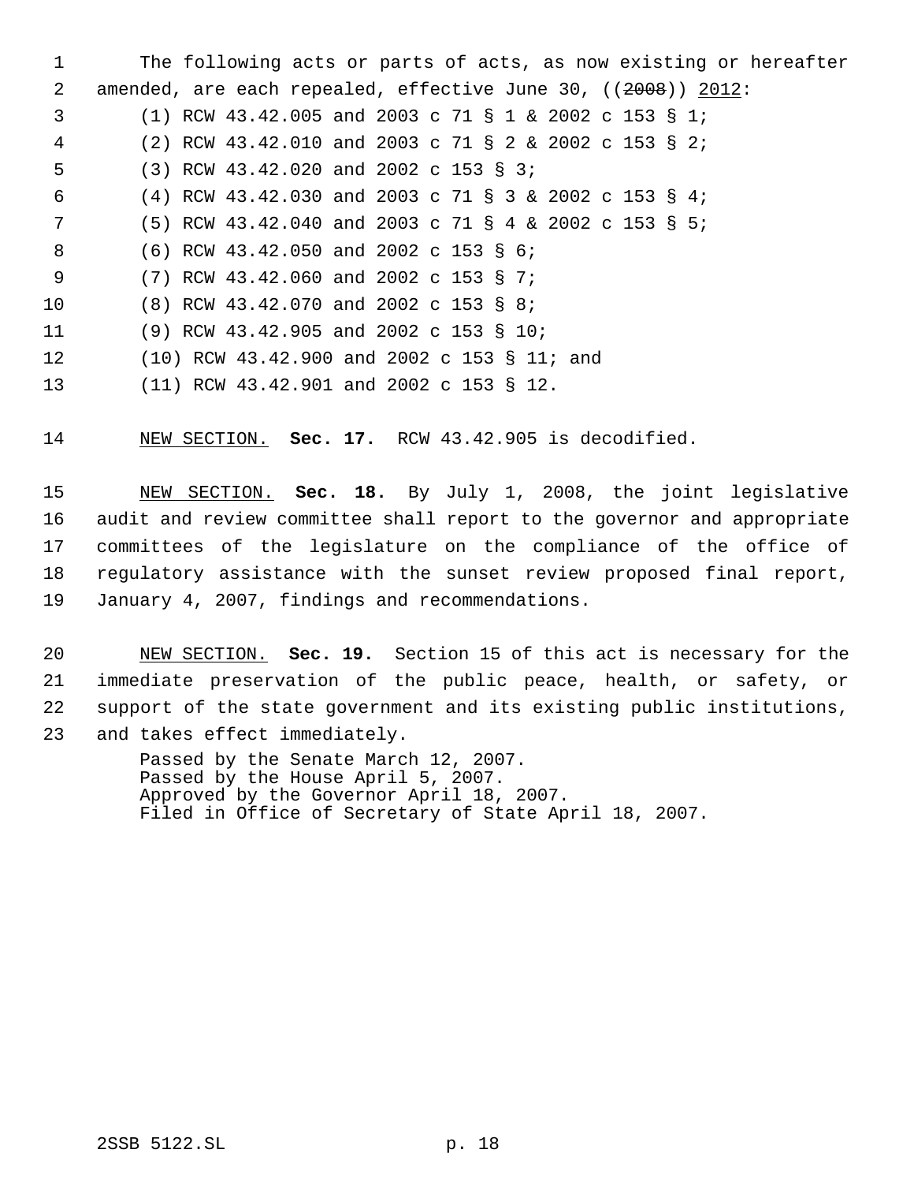The following acts or parts of acts, as now existing or hereafter amended, are each repealed, effective June 30, ((~~2008~~)) <u>2012</u>:

(1) RCW 43.42.005 and 2003 c 71 § 1 & 2002 c 153 § 1;

(2) RCW 43.42.010 and 2003 c 71 § 2 & 2002 c 153 § 2;

(3) RCW 43.42.020 and 2002 c 153 § 3;

(4) RCW 43.42.030 and 2003 c 71 § 3 & 2002 c 153 § 4;

(5) RCW 43.42.040 and 2003 c 71 § 4 & 2002 c 153 § 5;

(6) RCW 43.42.050 and 2002 c 153 § 6;

(7) RCW 43.42.060 and 2002 c 153 § 7;

(8) RCW 43.42.070 and 2002 c 153 § 8;

(9) RCW 43.42.905 and 2002 c 153 § 10;

(10) RCW 43.42.900 and 2002 c 153 § 11; and

(11) RCW 43.42.901 and 2002 c 153 § 12.

<u>NEW SECTION.</u> **Sec. 17.** RCW 43.42.905 is decodified.

<u>NEW SECTION.</u> **Sec. 18.** By July 1, 2008, the joint legislative audit and review committee shall report to the governor and appropriate committees of the legislature on the compliance of the office of regulatory assistance with the sunset review proposed final report, January 4, 2007, findings and recommendations.

<u>NEW SECTION.</u> **Sec. 19.** Section 15 of this act is necessary for the immediate preservation of the public peace, health, or safety, or support of the state government and its existing public institutions, and takes effect immediately.

Passed by the Senate March 12, 2007.
Passed by the House April 5, 2007.
Approved by the Governor April 18, 2007.
Filed in Office of Secretary of State April 18, 2007.